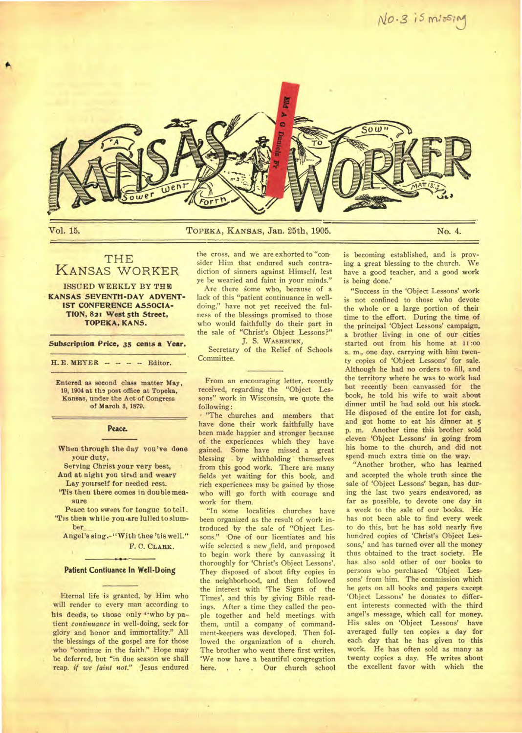No. 3 is missing

# KANSAS WORKER

"A Sower went forth to sow" Matt 13:3

Eld A G Daniels Fr

Vol. 15. TOPEKA, KANSAS, Jan. 25th, 1905. No. 4.

## THE KANSAS WORKER

ISSUED WEEKLY BY THE KANSAS SEVENTH-DAY ADVENTIST CONFERENCE ASSOCIATION, 821 West 5th Street, TOPEKA, KANS.

**Subscription Price, 35 cents a Year.**

H. E. MEYER - - - - Editor.

Entered as second class matter May, 19, 1904 at the post office at Topeka, Kansas, under the Act of Congress of March 3, 1879.

### Peace.

When through the day you've done your duty,
Serving Christ your very best,
And at night you tired and weary
Lay yourself for needed rest.
'Tis then there comes in double measure
Peace too sweet for tongue to tell.
'Tis then while you are lulled to slumber
Angel's sing.—"With thee 'tis well."

F. C. CLARK.

### Patient Contiuance In Well-Doing

Eternal life is granted, by Him who will render to every man according to his deeds, to those only "who by patient *continuance* in well-doing, seek for glory and honor and immortality." All the blessings of the gospel are for those who "continue in the faith." Hope may be deferred, but "in due season we shall reap. *if we faint not.*" Jesus endured the cross, and we are exhorted to "consider Him that endured such contradiction of sinners against Himself, lest ye be wearied and faint in your minds."

Are there some who, because of a lack of this "patient continuance in well-doing," have not yet received the fulness of the blessings promised to those who would faithfully do their part in the sale of "Christ's Object Lessons?"

J. S. WASHBURN,
Secretary of the Relief of Schools Committee.

---

From an encouraging letter, recently received, regarding the "Object Lessons" work in Wisconsin, we quote the following:

"The churches and members that have done their work faithfully have been made happier and stronger because of the experiences which they have gained. Some have missed a great blessing by withholding themselves from this good work. There are many fields yet waiting for this book, and rich experiences may be gained by those who will go forth with courage and work for them.

"In some localities churches have been organized as the result of work introduced by the sale of "Object Lessons." One of our licentiates and his wife selected a new field, and proposed to begin work there by canvassing it thoroughly for 'Christ's Object Lessons'. They disposed of about fifty copies in the neighborhood, and then followed the interest with 'The Signs of the Times', and this by giving Bible readings. After a time they called the people together and held meetings with them, until a company of commandment-keepers was developed. Then followed the organization of a church. The brother who went there first writes, 'We now have a beautiful congregation here. . . . Our church school is becoming established, and is proving a great blessing to the church. We have a good teacher, and a good work is being done.'

"Success in the 'Object Lessons' work is not confined to those who devote the whole or a large portion of their time to the effort. During the time of the principal 'Object Lessons' campaign, a brother living in one of our cities started out from his home at 11:00 a. m., one day, carrying with him twenty copies of 'Object Lessons' for sale. Although he had no orders to fill, and the territory where he was to work had but recently been canvassed for the book, he told his wife to wait about dinner until he had sold out his stock. He disposed of the entire lot for cash, and got home to eat his dinner at 5 p. m. Another time this brother sold eleven 'Object Lessons' in going from his home to the church, and did not spend much extra time on the way.

"Another brother, who has learned and accepted the whole truth since the sale of 'Object Lessons' began, has during the last two years endeavored, as far as possible, to devote one day in a week to the sale of our books. He has not been able to find every week to do this, but he has sold nearly five hundred copies of 'Christ's Object Lessons,' and has turned over all the money thus obtained to the tract society. He has also sold other of our books to persons who purchased 'Object Lessons' from him. The commission which he gets on all books and papers except 'Object Lessons' he donates to different interests connected with the third angel's message, which call for money. His sales on 'Object Lessons' have averaged fully ten copies a day for each day that he has given to this work. He has often sold as many as twenty copies a day. He writes about the excellent favor with which the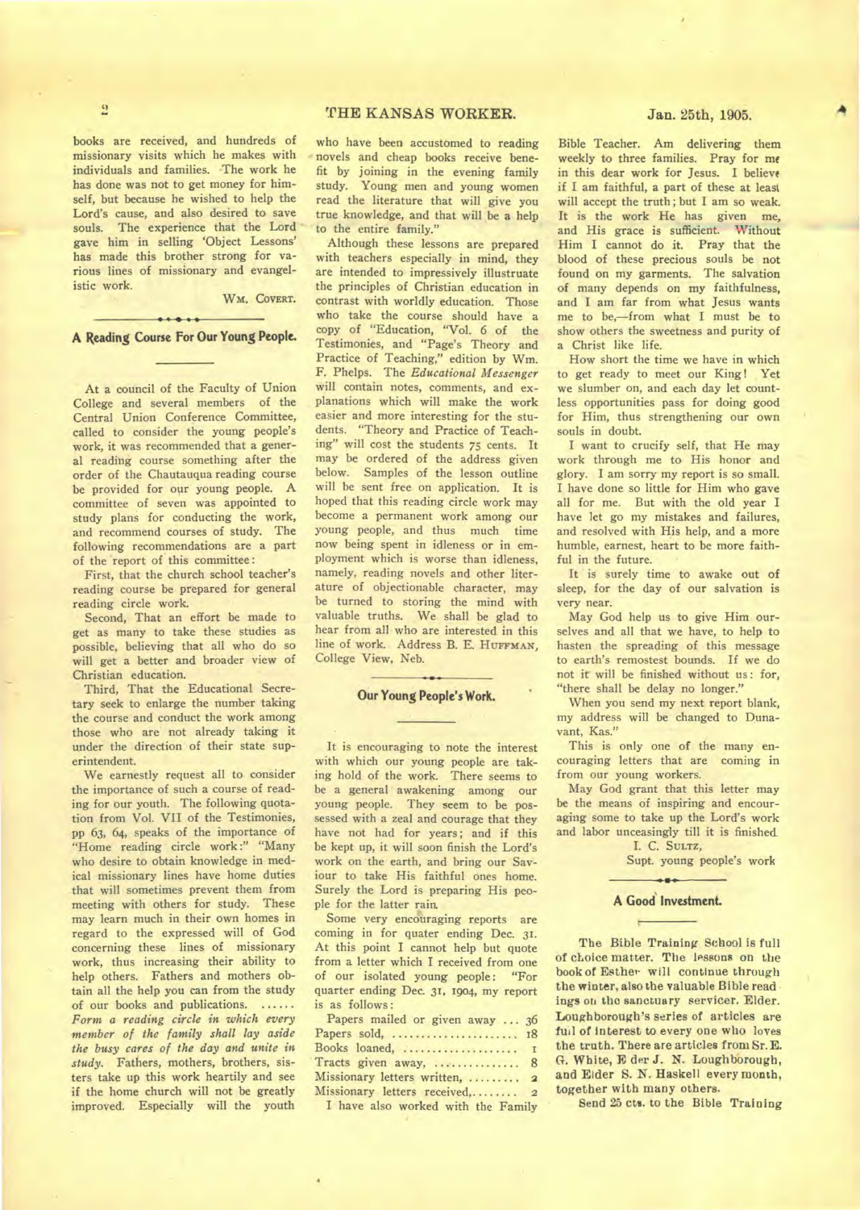books are received, and hundreds of missionary visits which he makes with individuals and families. The work he has done was not to get money for himself, but because he wished to help the Lord's cause, and also desired to save souls. The experience that the Lord gave him in selling 'Object Lessons' has made this brother strong for various lines of missionary and evangelistic work.

WM. COVERT.

## A Reading Course For Our Young People.

At a council of the Faculty of Union College and several members of the Central Union Conference Committee, called to consider the young people's work, it was recommended that a general reading course something after the order of the Chautauqua reading course be provided for our young people. A committee of seven was appointed to study plans for conducting the work, and recommend courses of study. The following recommendations are a part of the report of this committee:

First, that the church school teacher's reading course be prepared for general reading circle work.

Second, That an effort be made to get as many to take these studies as possible, believing that all who do so will get a better and broader view of Christian education.

Third, That the Educational Secretary seek to enlarge the number taking the course and conduct the work among those who are not already taking it under the direction of their state superintendent.

We earnestly request all to consider the importance of such a course of reading for our youth. The following quotation from Vol. VII of the Testimonies, pp 63, 64, speaks of the importance of "Home reading circle work:" "Many who desire to obtain knowledge in medical missionary lines have home duties that will sometimes prevent them from meeting with others for study. These may learn much in their own homes in regard to the expressed will of God concerning these lines of missionary work, thus increasing their ability to help others. Fathers and mothers obtain all the help you can from the study of our books and publications. ...... *Form a reading circle in which every member of the family shall lay aside the busy cares of the day and unite in study.* Fathers, mothers, brothers, sisters take up this work heartily and see if the home church will not be greatly improved. Especially will the youth who have been accustomed to reading novels and cheap books receive benefit by joining in the evening family study. Young men and young women read the literature that will give you true knowledge, and that will be a help to the entire family."

Although these lessons are prepared with teachers especially in mind, they are intended to impressively illustrate the principles of Christian education in contrast with worldly education. Those who take the course should have a copy of "Education, "Vol. 6 of the Testimonies, and "Page's Theory and Practice of Teaching," edition by Wm. F. Phelps. The *Educational Messenger* will contain notes, comments, and explanations which will make the work easier and more interesting for the students. "Theory and Practice of Teaching" will cost the students 75 cents. It may be ordered of the address given below. Samples of the lesson outline will be sent free on application. It is hoped that this reading circle work may become a permanent work among our young people, and thus much time now being spent in idleness or in employment which is worse than idleness, namely, reading novels and other literature of objectionable character, may be turned to storing the mind with valuable truths. We shall be glad to hear from all who are interested in this line of work. Address B. E. HUFFMAN, College View, Neb.

## Our Young People's Work.

It is encouraging to note the interest with which our young people are taking hold of the work. There seems to be a general awakening among our young people. They seem to be possessed with a zeal and courage that they have not had for years; and if this be kept up, it will soon finish the Lord's work on the earth, and bring our Saviour to take His faithful ones home. Surely the Lord is preparing His people for the latter rain.

Some very encouraging reports are coming in for quater ending Dec. 31. At this point I cannot help but quote from a letter which I received from one of our isolated young people: "For quarter ending Dec. 31, 1904, my report is as follows:

| | |
|---|---|
| Papers mailed or given away ... | 36 |
| Papers sold, ...................... | 18 |
| Books loaned, .................... | 1 |
| Tracts given away, ............... | 8 |
| Missionary letters written, ......... | 2 |
| Missionary letters received,......... | 2 |

I have also worked with the Family Bible Teacher. Am delivering them weekly to three families. Pray for me in this dear work for Jesus. I believe if I am faithful, a part of these at least will accept the truth; but I am so weak. It is the work He has given me, and His grace is sufficient. Without Him I cannot do it. Pray that the blood of these precious souls be not found on my garments. The salvation of many depends on my faithfulness, and I am far from what Jesus wants me to be,—from what I must be to show others the sweetness and purity of a Christ like life.

How short the time we have in which to get ready to meet our King! Yet we slumber on, and each day let countless opportunities pass for doing good for Him, thus strengthening our own souls in doubt.

I want to crucify self, that He may work through me to His honor and glory. I am sorry my report is so small. I have done so little for Him who gave all for me. But with the old year I have let go my mistakes and failures, and resolved with His help, and a more humble, earnest, heart to be more faithful in the future.

It is surely time to awake out of sleep, for the day of our salvation is very near.

May God help us to give Him ourselves and all that we have, to help to hasten the spreading of this message to earth's remostest bounds. If we do not it will be finished without us: for, "there shall be delay no longer."

When you send my next report blank, my address will be changed to Dunavant, Kas."

This is only one of the many encouraging letters that are coming in from our young workers.

May God grant that this letter may be the means of inspiring and encouraging some to take up the Lord's work and labor unceasingly till it is finished.

I. C. SULTZ,
Supt. young people's work

## A Good Investment.

The Bible Training School is full of choice matter. The lessons on the book of Esther will continue through the winter, also the valuable Bible readings on the sanctuary servicer. Elder. Loughborough's series of articles are full of interest to every one who loves the truth. There are articles from Sr. E. G. White, E der J. N. Loughborough, and Elder S. N. Haskell every month, together with many others.

Send 25 cts. to the Bible Training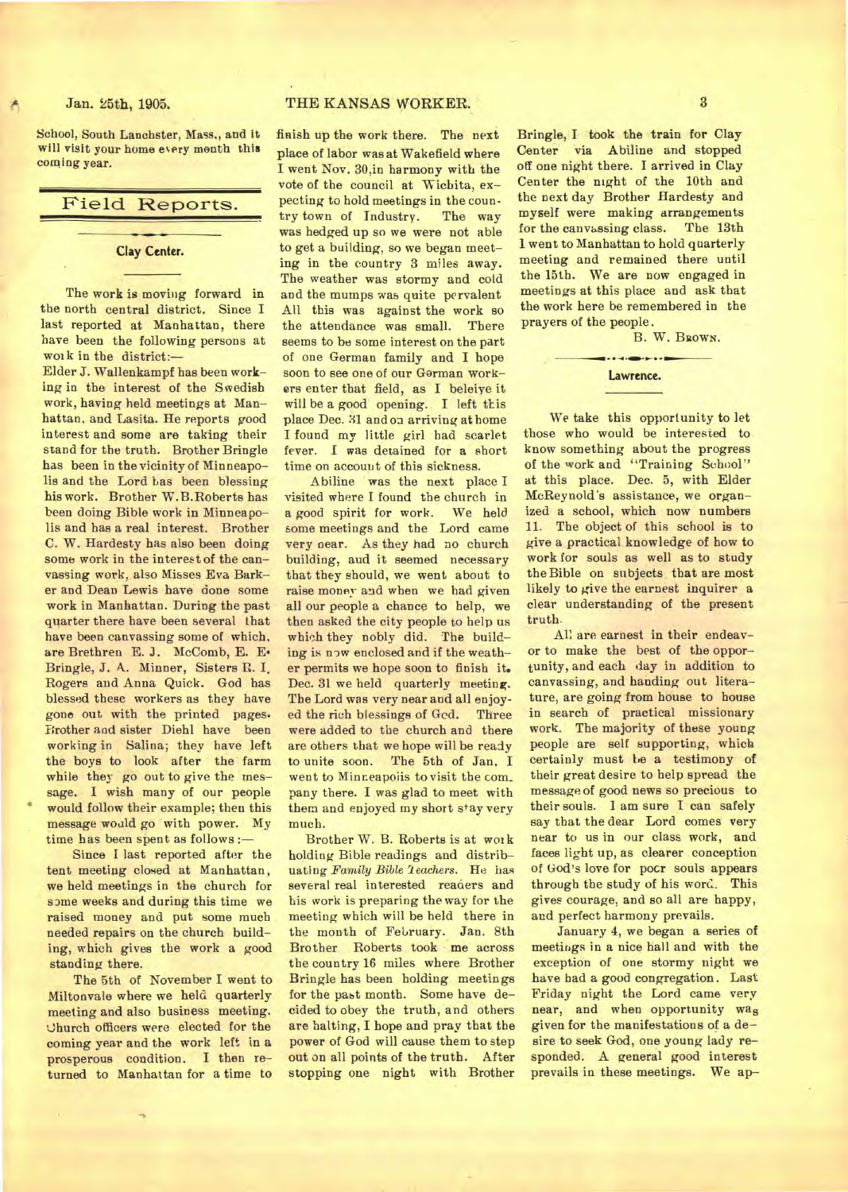School, South Lanchster, Mass., and it will visit your home every month this coming year.

## Field Reports.

### Clay Center.

The work is moving forward in the north central district. Since I last reported at Manhattan, there have been the following persons at work in the district:—

Elder J. Wallenkampf has been working in the interest of the Swedish work, having held meetings at Manhattan, and Lasita. He reports good interest and some are taking their stand for the truth. Brother Bringle has been in the vicinity of Minneapolis and the Lord has been blessing his work. Brother W. B. Roberts has been doing Bible work in Minneapolis and has a real interest. Brother C. W. Hardesty has also been doing some work in the interest of the canvassing work, also Misses Eva Barker and Dean Lewis have done some work in Manhattan. During the past quarter there have been several that have been canvassing some of which, are Brethren E. J. McComb, E. E. Bringle, J. A. Minner, Sisters R. I. Rogers and Anna Quick. God has blessed these workers as they have gone out with the printed pages. Brother and sister Diehl have been working in Salina; they have left the boys to look after the farm while they go out to give the message. I wish many of our people would follow their example; then this message would go with power. My time has been spent as follows:—

Since I last reported after the tent meeting closed at Manhattan, we held meetings in the church for some weeks and during this time we raised money and put some much needed repairs on the church building, which gives the work a good standing there.

The 5th of November I went to Miltonvale where we held quarterly meeting and also business meeting. Church officers were elected for the coming year and the work left in a prosperous condition. I then returned to Manhattan for a time to finish up the work there. The next place of labor was at Wakefield where I went Nov. 30, in harmony with the vote of the council at Wichita, expecting to hold meetings in the country town of Industry. The way was hedged up so we were not able to get a building, so we began meeting in the country 3 miles away. The weather was stormy and cold and the mumps was quite pervalent All this was against the work so the attendance was small. There seems to be some interest on the part of one German family and I hope soon to see one of our German workers enter that field, as I beleive it will be a good opening. I left this place Dec. 31 and on arriving at home I found my little girl had scarlet fever. I was detained for a short time on account of this sickness.

Abiline was the next place I visited where I found the church in a good spirit for work. We held some meetings and the Lord came very near. As they had no church building, and it seemed necessary that they should, we went about to raise money and when we had given all our people a chance to help, we then asked the city people to help us which they nobly did. The building is now enclosed and if the weather permits we hope soon to finish it. Dec. 31 we held quarterly meeting. The Lord was very near and all enjoyed the rich blessings of God. Three were added to the church and there are others that we hope will be ready to unite soon. The 5th of Jan. I went to Minneapolis to visit the company there. I was glad to meet with them and enjoyed my short stay very much.

Brother W. B. Roberts is at work holding Bible readings and distribuating *Family Bible Teachers*. He has several real interested readers and his work is preparing the way for the meeting which will be held there in the month of February. Jan. 8th Brother Roberts took me across the country 16 miles where Brother Bringle has been holding meetings for the past month. Some have decided to obey the truth, and others are halting, I hope and pray that the power of God will cause them to step out on all points of the truth. After stopping one night with Brother Bringle, I took the train for Clay Center via Abiline and stopped off one night there. I arrived in Clay Center the night of the 10th and the next day Brother Hardesty and myself were making arrangements for the canvassing class. The 13th I went to Manhattan to hold quarterly meeting and remained there until the 15th. We are now engaged in meetings at this place and ask that the work here be remembered in the prayers of the people.

B. W. Brown.

### Lawrence.

We take this opportunity to let those who would be interested to know something about the progress of the work and "Training School" at this place. Dec. 5, with Elder McReynold's assistance, we organized a school, which now numbers 11. The object of this school is to give a practical knowledge of how to work for souls as well as to study the Bible on subjects that are most likely to give the earnest inquirer a clear understanding of the present truth.

All are earnest in their endeavor to make the best of the opportunity, and each day in addition to canvassing, and handing out literature, are going from house to house in search of practical missionary work. The majority of these young people are self supporting, which certainly must be a testimony of their great desire to help spread the message of good news so precious to their souls. I am sure I can safely say that the dear Lord comes very near to us in our class work, and faces light up, as clearer conception of God's love for poor souls appears through the study of his word. This gives courage, and so all are happy, and perfect harmony prevails.

January 4, we began a series of meetings in a nice hall and with the exception of one stormy night we have had a good congregation. Last Friday night the Lord came very near, and when opportunity was given for the manifestations of a desire to seek God, one young lady responded. A general good interest prevails in these meetings. We ap-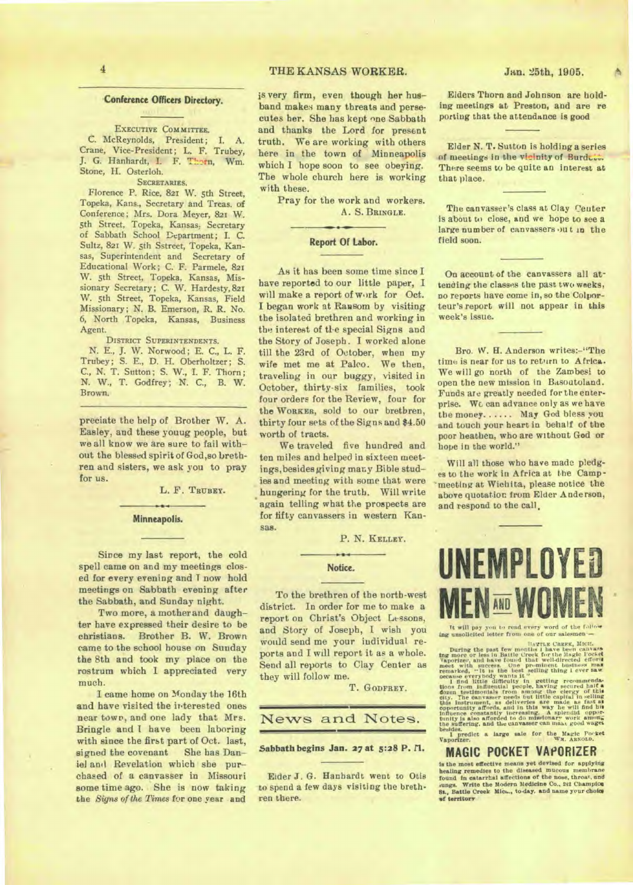## Conference Officers Directory.

EXECUTIVE COMMITTEE.

C. McReynolds, President; I. A. Crane, Vice-President; L. F. Trubey, J. G. Hanhardt, I. F. Thorn, Wm. Stone, H. Osterloh.

SECRETARIES.

Florence P. Rice, 821 W. 5th Street, Topeka, Kans., Secretary and Treas. of Conference; Mrs. Dora Meyer, 821 W. 5th Street, Topeka, Kansas, Secretary of Sabbath School Department; I. C. Sultz, 821 W. 5th Sstreet, Topeka, Kansas, Superintendent and Secretary of Educational Work; C. F. Parmele, 821 W. 5th Street, Topeka, Kansas, Missionary Secretary; C. W. Hardesty, 821 W. 5th Street, Topeka, Kansas, Field Missionary; N. B. Emerson, R. R. No. 6, North Topeka, Kansas, Business Agent.

DISTRICT SUPERINTENDENTS.

N. E., J. W. Norwood; E. C., L. F. Trubey; S. E., D. H. Oberholtzer; S. C., N. T. Sutton; S. W., I. F. Thorn; N. W., T. Godfrey; N. C., B. W. Brown.

preciate the help of Brother W. A. Easley, and these young people, but we all know we are sure to fail without the blessed spirit of God, so brethren and sisters, we ask you to pray for us.

L. F. TRUBEY.

### Minneapolis.

Since my last report, the cold spell came on and my meetings closed for every evening and I now hold meetings on Sabbath evening after the Sabbath, and Sunday night.

Two more, a mother and daughter have expressed their desire to be christians. Brother B. W. Brown came to the school house on Sunday the 8th and took my place on the rostrum which I appreciated very much.

I came home on Monday the 16th and have visited the interested ones near town, and one lady that Mrs. Bringle and I have been laboring with since the first part of Oct. last, signed the covenant She has Daniel and Revelation which she purchased of a canvasser in Missouri some time ago. She is now taking the *Signs of the Times* for one year and is very firm, even though her husband makes many threats and persecutes her. She has kept one Sabbath and thanks the Lord for present truth. We are working with others here in the town of Minneapolis which I hope soon to see obeying. The whole church here is working with these.

Pray for the work and workers.

A. S. BRINGLE.

### Report Of Labor.

As it has been some time since I have reported to our little paper, I will make a report of work for Oct. I began work at Ransom by visiting the isolated brethren and working in the interest of the special Signs and the Story of Joseph. I worked alone till the 23rd of October, when my wife met me at Palco. We then, traveling in our buggy, visited in October, thirty-six families, took four orders for the Review, four for the WORKER, sold to our brethren, thirty four sets of the Signs and $4.50 worth of tracts.

We traveled five hundred and ten miles and helped in sixteen meetings, besides giving many Bible studies and meeting with some that were hungering for the truth. Will write again telling what the prospects are for fifty canvassers in western Kansas.

P. N. KELLEY.

### Notice.

To the brethren of the north-west district. In order for me to make a report on Christ's Object Lessons, and Story of Joseph, I wish you would send me your individual reports and I will report it as a whole. Send all reports to Clay Center as they will follow me.

T. GODFREY.

## News and Notes.

**Sabbath begins Jan. 27 at 5:28 P. M.**

Elder J. G. Hanhardt went to Otis to spend a few days visiting the brethren there.

Elders Thorn and Johnson are holding meetings at Preston, and are reporting that the attendance is good

Elder N. T. Sutton is holding a series of meetings in the vicinity of Burdett. There seems to be quite an interest at that place.

The canvasser's class at Clay Center is about to close, and we hope to see a large number of canvassers out in the field soon.

On account of the canvassers all attending the classes the past two weeks, no reports have come in, so the Colporteur's report will not appear in this week's issue.

Bro. W. H. Anderson writes:-"The time is near for us to return to Africa. We will go north of the Zambesi to open the new mission in Basoutoland. Funds are greatly needed for the enterprise. We can advance only as we have the money...... May God bless you and touch your heart in behalf of the poor heathen, who are without God or hope in the world."

Will all those who have made pledges to the work in Africa at the Camp-meeting at Wichita, please notice the above quotation from Elder Anderson, and respond to the call.

# UNEMPLOYED MEN AND WOMEN

It will pay you to read every word of the following unsolicited letter from one of our salesmen —

BATTLE CREEK, MICH.

During the past few months I have been canvassing more or less in Battle Creek for the Magic Pocket Vaporizer, and have found that well-directed efforts meet with success. One prominent business man remarked, "It is the best selling thing I ever saw because everybody wants it."

I find little difficulty in getting recommendations from influential people, having secured half a dozen testimonials from among the clergy of this city. The canvasser needs but little capital in selling this instrument, as deliveries are made as fast as opportunity affords, and in this way he will find his influence constantly increasing. A splendid opportunity is also afforded to do missionary work among the suffering, and the canvasser can make good wages besides.

I predict a large sale for the Magic Pocket Vaporizer. WM. ARNOLD.

## MAGIC POCKET VAPORIZER

is the most effective means yet devised for applying healing remedies to the diseased mucous membrane found in catarrhal affections of the nose, throat, and lungs. Write the Modern Medicine Co., 212 Champion St., Battle Creek Mich., to-day, and name your choice of territory